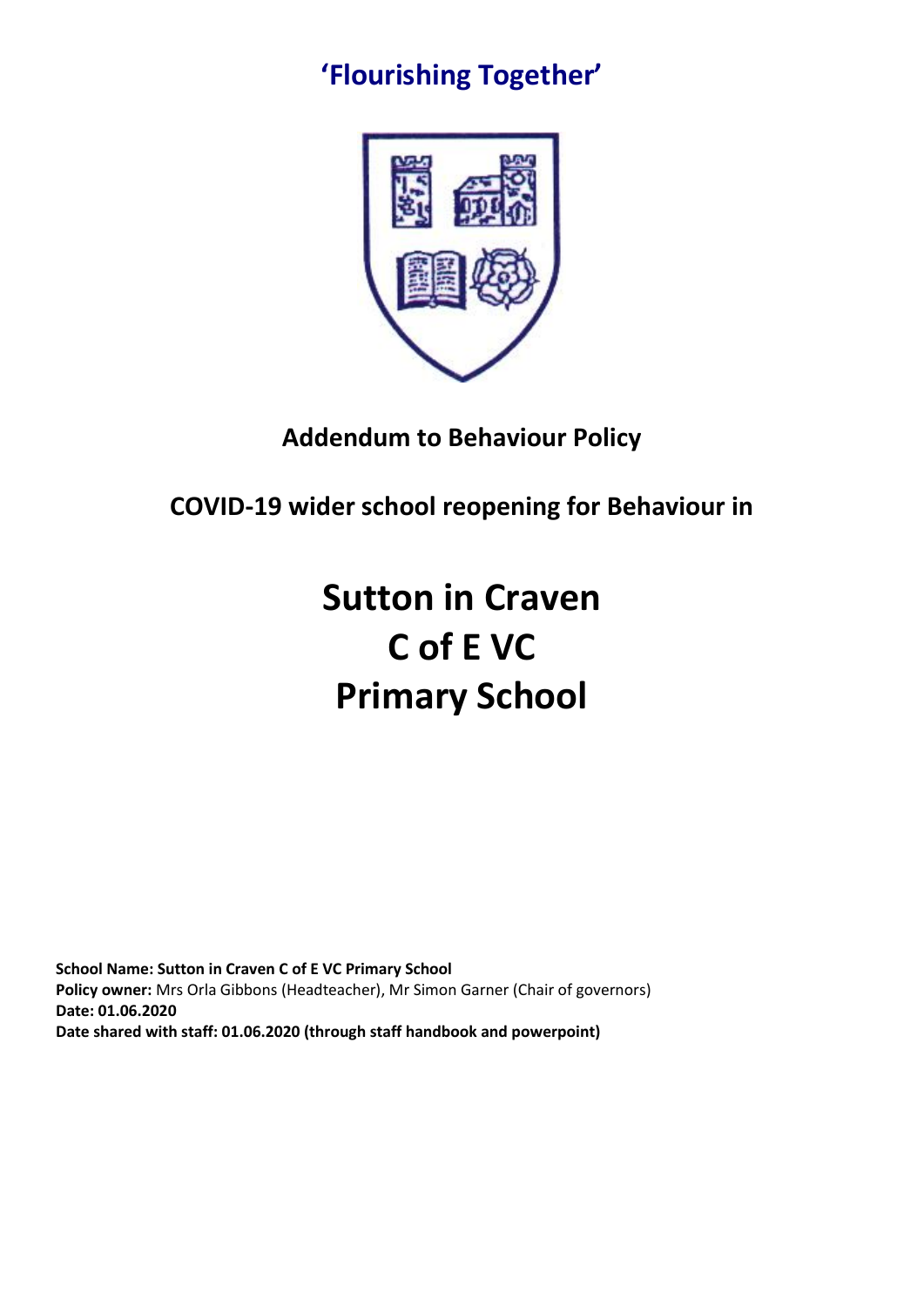## 'Flourishing Together'

## Addendum to Behaviour Policy

## COVID-19 wider school reopening for Behaviour in

# Sutton in Craven C of E VC Primary School

**School Name: Sutton in Craven C of E VC Primary School**
**Policy owner:** Mrs Orla Gibbons (Headteacher), Mr Simon Garner (Chair of governors)
**Date: 01.06.2020**
**Date shared with staff: 01.06.2020 (through staff handbook and powerpoint)**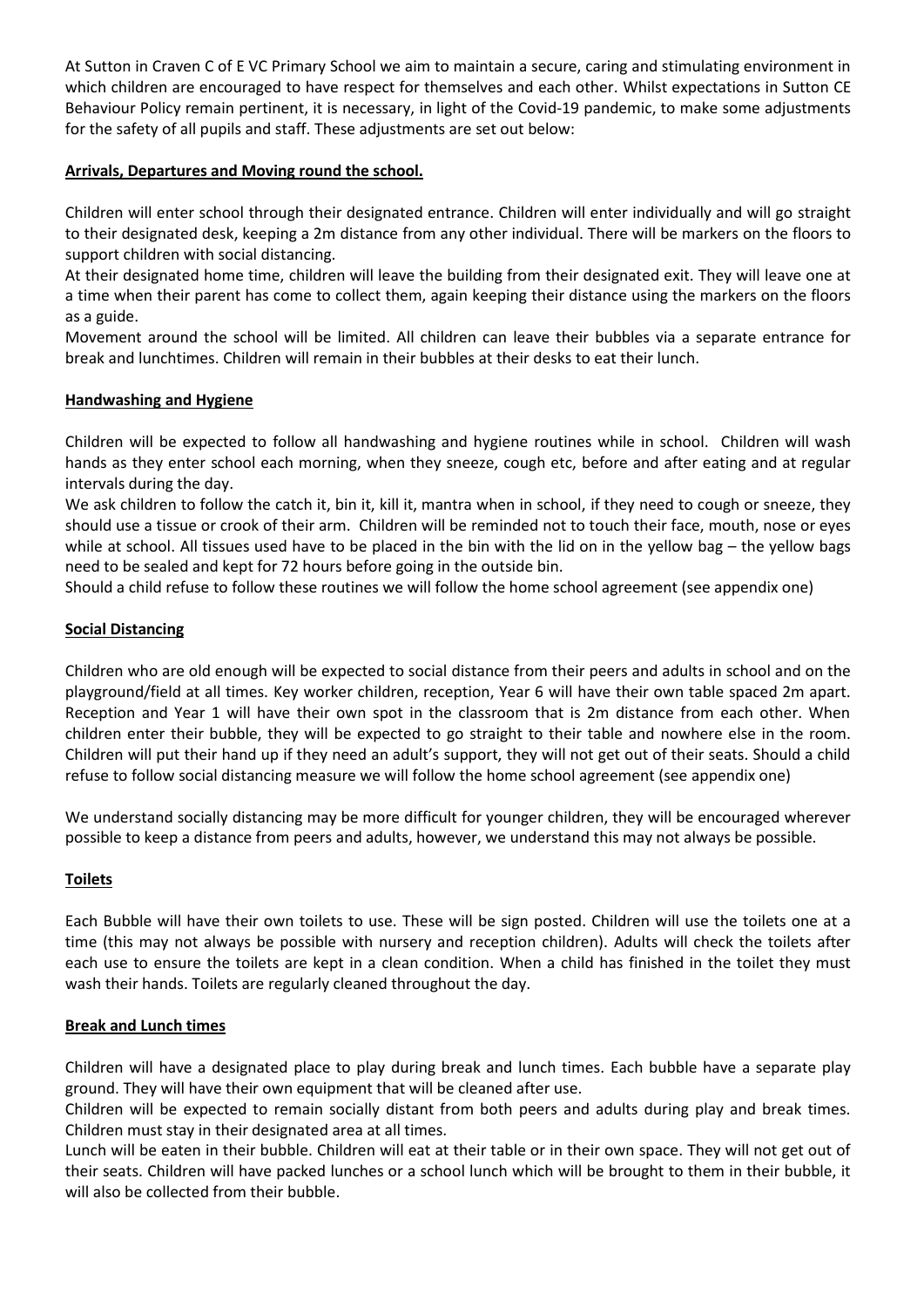At Sutton in Craven C of E VC Primary School we aim to maintain a secure, caring and stimulating environment in which children are encouraged to have respect for themselves and each other. Whilst expectations in Sutton CE Behaviour Policy remain pertinent, it is necessary, in light of the Covid-19 pandemic, to make some adjustments for the safety of all pupils and staff. These adjustments are set out below:

**Arrivals, Departures and Moving round the school.**

Children will enter school through their designated entrance. Children will enter individually and will go straight to their designated desk, keeping a 2m distance from any other individual. There will be markers on the floors to support children with social distancing.

At their designated home time, children will leave the building from their designated exit. They will leave one at a time when their parent has come to collect them, again keeping their distance using the markers on the floors as a guide.

Movement around the school will be limited. All children can leave their bubbles via a separate entrance for break and lunchtimes. Children will remain in their bubbles at their desks to eat their lunch.

**Handwashing and Hygiene**

Children will be expected to follow all handwashing and hygiene routines while in school. Children will wash hands as they enter school each morning, when they sneeze, cough etc, before and after eating and at regular intervals during the day.

We ask children to follow the catch it, bin it, kill it, mantra when in school, if they need to cough or sneeze, they should use a tissue or crook of their arm. Children will be reminded not to touch their face, mouth, nose or eyes while at school. All tissues used have to be placed in the bin with the lid on in the yellow bag – the yellow bags need to be sealed and kept for 72 hours before going in the outside bin.

Should a child refuse to follow these routines we will follow the home school agreement (see appendix one)

**Social Distancing**

Children who are old enough will be expected to social distance from their peers and adults in school and on the playground/field at all times. Key worker children, reception, Year 6 will have their own table spaced 2m apart. Reception and Year 1 will have their own spot in the classroom that is 2m distance from each other. When children enter their bubble, they will be expected to go straight to their table and nowhere else in the room. Children will put their hand up if they need an adult's support, they will not get out of their seats. Should a child refuse to follow social distancing measure we will follow the home school agreement (see appendix one)

We understand socially distancing may be more difficult for younger children, they will be encouraged wherever possible to keep a distance from peers and adults, however, we understand this may not always be possible.

**Toilets**

Each Bubble will have their own toilets to use. These will be sign posted. Children will use the toilets one at a time (this may not always be possible with nursery and reception children). Adults will check the toilets after each use to ensure the toilets are kept in a clean condition. When a child has finished in the toilet they must wash their hands. Toilets are regularly cleaned throughout the day.

**Break and Lunch times**

Children will have a designated place to play during break and lunch times. Each bubble have a separate play ground. They will have their own equipment that will be cleaned after use.

Children will be expected to remain socially distant from both peers and adults during play and break times. Children must stay in their designated area at all times.

Lunch will be eaten in their bubble. Children will eat at their table or in their own space. They will not get out of their seats. Children will have packed lunches or a school lunch which will be brought to them in their bubble, it will also be collected from their bubble.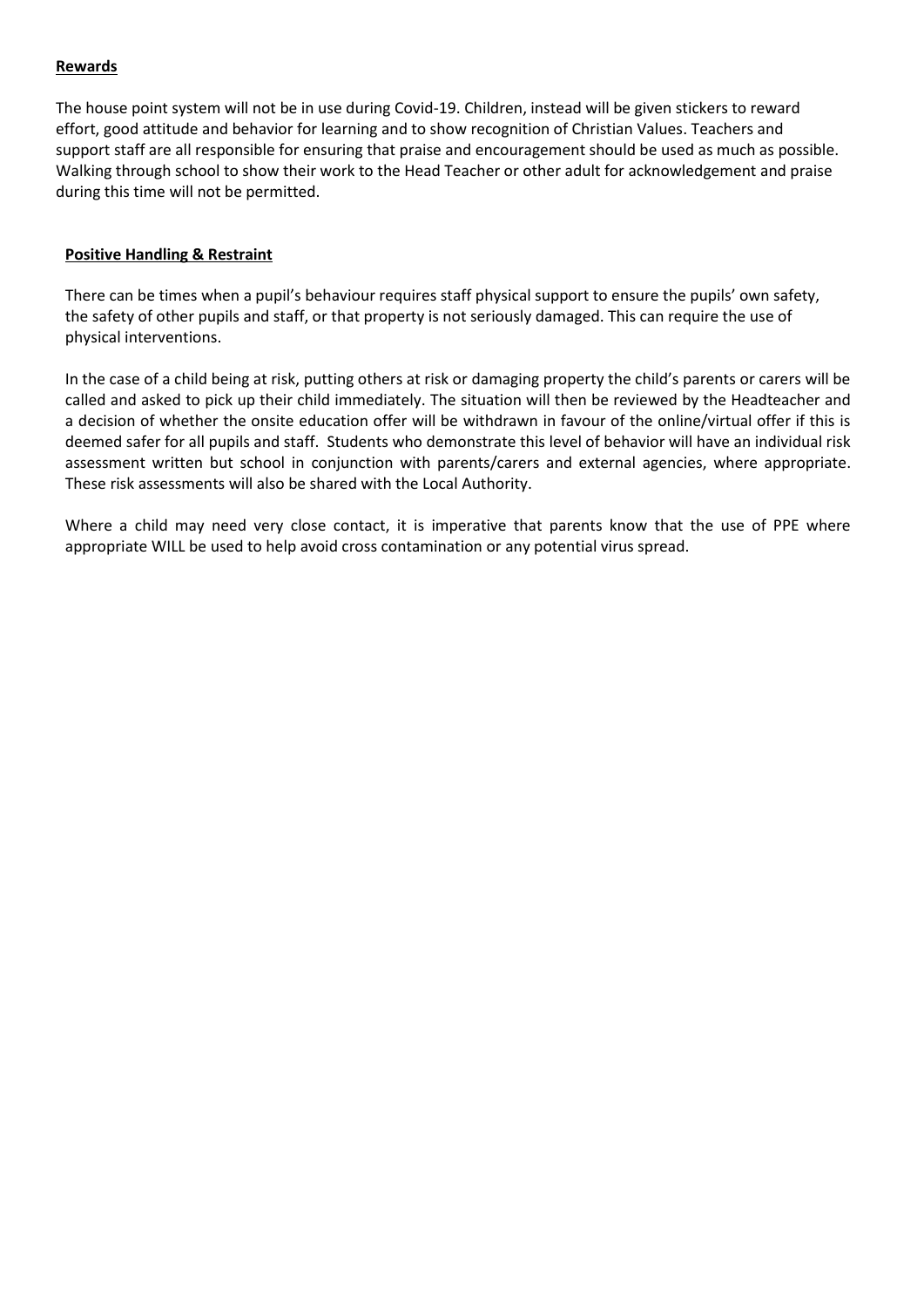**Rewards**

The house point system will not be in use during Covid-19. Children, instead will be given stickers to reward effort, good attitude and behavior for learning and to show recognition of Christian Values. Teachers and support staff are all responsible for ensuring that praise and encouragement should be used as much as possible. Walking through school to show their work to the Head Teacher or other adult for acknowledgement and praise during this time will not be permitted.

**Positive Handling & Restraint**

There can be times when a pupil's behaviour requires staff physical support to ensure the pupils' own safety, the safety of other pupils and staff, or that property is not seriously damaged. This can require the use of physical interventions.

In the case of a child being at risk, putting others at risk or damaging property the child's parents or carers will be called and asked to pick up their child immediately. The situation will then be reviewed by the Headteacher and a decision of whether the onsite education offer will be withdrawn in favour of the online/virtual offer if this is deemed safer for all pupils and staff. Students who demonstrate this level of behavior will have an individual risk assessment written but school in conjunction with parents/carers and external agencies, where appropriate. These risk assessments will also be shared with the Local Authority.

Where a child may need very close contact, it is imperative that parents know that the use of PPE where appropriate WILL be used to help avoid cross contamination or any potential virus spread.